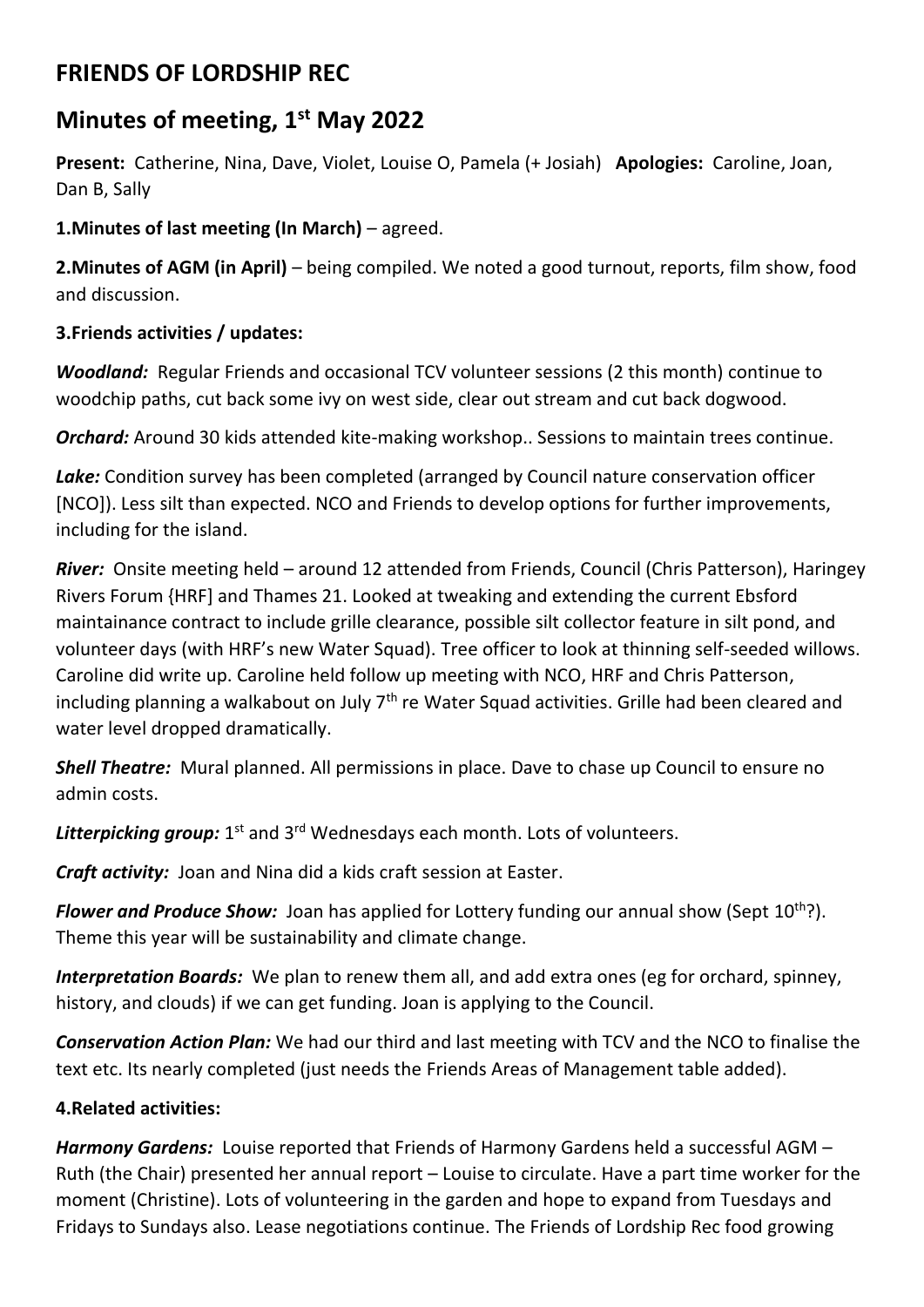# FRIENDS OF LORDSHIP REC

## Minutes of meeting, 1st May 2022

**Present:** Catherine, Nina, Dave, Violet, Louise O, Pamela (+ Josiah) **Apologies:** Caroline, Joan, Dan B, Sally

**1.Minutes of last meeting (In March)** – agreed.

**2.Minutes of AGM (in April)** – being compiled. We noted a good turnout, reports, film show, food and discussion.

**3.Friends activities / updates:**

***Woodland:*** Regular Friends and occasional TCV volunteer sessions (2 this month) continue to woodchip paths, cut back some ivy on west side, clear out stream and cut back dogwood.

***Orchard:*** Around 30 kids attended kite-making workshop.. Sessions to maintain trees continue.

***Lake:*** Condition survey has been completed (arranged by Council nature conservation officer [NCO]). Less silt than expected. NCO and Friends to develop options for further improvements, including for the island.

***River:*** Onsite meeting held – around 12 attended from Friends, Council (Chris Patterson), Haringey Rivers Forum {HRF] and Thames 21. Looked at tweaking and extending the current Ebsford maintainance contract to include grille clearance, possible silt collector feature in silt pond, and volunteer days (with HRF's new Water Squad). Tree officer to look at thinning self-seeded willows. Caroline did write up. Caroline held follow up meeting with NCO, HRF and Chris Patterson, including planning a walkabout on July 7th re Water Squad activities. Grille had been cleared and water level dropped dramatically.

***Shell Theatre:*** Mural planned. All permissions in place. Dave to chase up Council to ensure no admin costs.

***Litterpicking group:*** 1st and 3rd Wednesdays each month. Lots of volunteers.

***Craft activity:*** Joan and Nina did a kids craft session at Easter.

***Flower and Produce Show:*** Joan has applied for Lottery funding our annual show (Sept 10th?). Theme this year will be sustainability and climate change.

***Interpretation Boards:*** We plan to renew them all, and add extra ones (eg for orchard, spinney, history, and clouds) if we can get funding. Joan is applying to the Council.

***Conservation Action Plan:*** We had our third and last meeting with TCV and the NCO to finalise the text etc. Its nearly completed (just needs the Friends Areas of Management table added).

**4.Related activities:**

***Harmony Gardens:*** Louise reported that Friends of Harmony Gardens held a successful AGM – Ruth (the Chair) presented her annual report – Louise to circulate. Have a part time worker for the moment (Christine). Lots of volunteering in the garden and hope to expand from Tuesdays and Fridays to Sundays also. Lease negotiations continue. The Friends of Lordship Rec food growing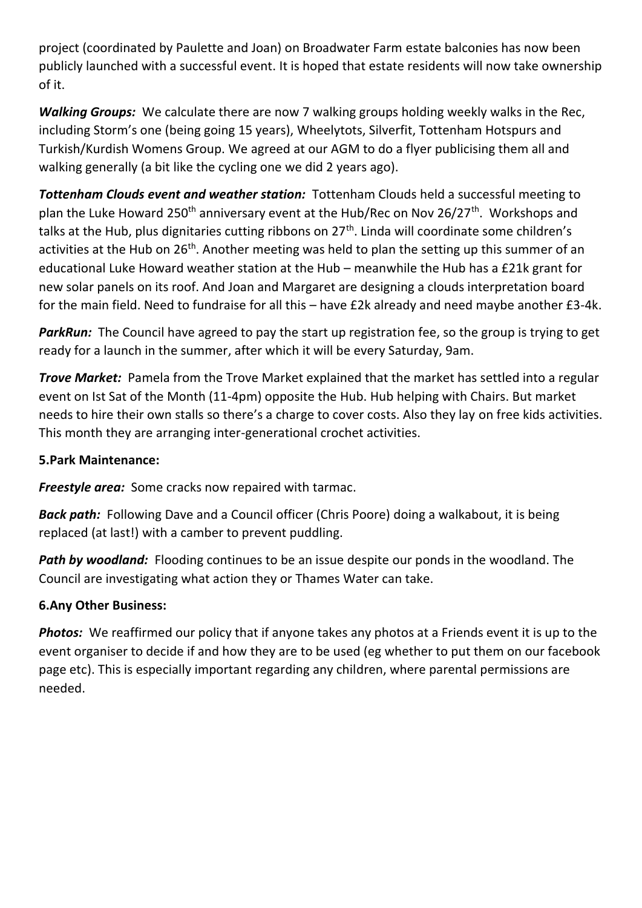project (coordinated by Paulette and Joan) on Broadwater Farm estate balconies has now been publicly launched with a successful event. It is hoped that estate residents will now take ownership of it.

***Walking Groups:*** We calculate there are now 7 walking groups holding weekly walks in the Rec, including Storm's one (being going 15 years), Wheelytots, Silverfit, Tottenham Hotspurs and Turkish/Kurdish Womens Group. We agreed at our AGM to do a flyer publicising them all and walking generally (a bit like the cycling one we did 2 years ago).

***Tottenham Clouds event and weather station:*** Tottenham Clouds held a successful meeting to plan the Luke Howard 250th anniversary event at the Hub/Rec on Nov 26/27th. Workshops and talks at the Hub, plus dignitaries cutting ribbons on 27th. Linda will coordinate some children's activities at the Hub on 26th. Another meeting was held to plan the setting up this summer of an educational Luke Howard weather station at the Hub – meanwhile the Hub has a £21k grant for new solar panels on its roof. And Joan and Margaret are designing a clouds interpretation board for the main field. Need to fundraise for all this – have £2k already and need maybe another £3-4k.

***ParkRun:*** The Council have agreed to pay the start up registration fee, so the group is trying to get ready for a launch in the summer, after which it will be every Saturday, 9am.

***Trove Market:*** Pamela from the Trove Market explained that the market has settled into a regular event on Ist Sat of the Month (11-4pm) opposite the Hub. Hub helping with Chairs. But market needs to hire their own stalls so there's a charge to cover costs. Also they lay on free kids activities. This month they are arranging inter-generational crochet activities.

**5.Park Maintenance:**

***Freestyle area:*** Some cracks now repaired with tarmac.

***Back path:*** Following Dave and a Council officer (Chris Poore) doing a walkabout, it is being replaced (at last!) with a camber to prevent puddling.

***Path by woodland:*** Flooding continues to be an issue despite our ponds in the woodland. The Council are investigating what action they or Thames Water can take.

**6.Any Other Business:**

***Photos:*** We reaffirmed our policy that if anyone takes any photos at a Friends event it is up to the event organiser to decide if and how they are to be used (eg whether to put them on our facebook page etc). This is especially important regarding any children, where parental permissions are needed.